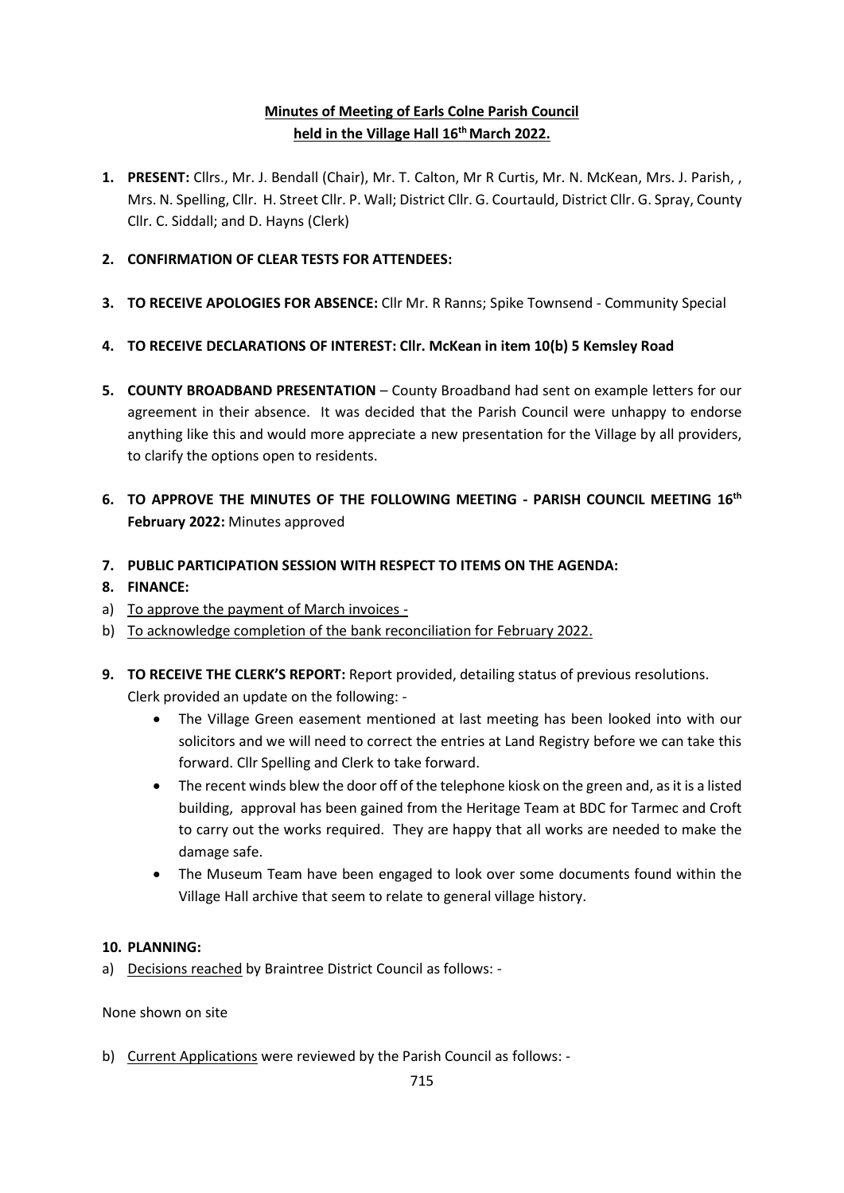**Minutes of Meeting of Earls Colne Parish Council**
**held in the Village Hall 16th March 2022.**

1. **PRESENT:** Cllrs., Mr. J. Bendall (Chair), Mr. T. Calton, Mr R Curtis, Mr. N. McKean, Mrs. J. Parish, , Mrs. N. Spelling, Cllr. H. Street Cllr. P. Wall; District Cllr. G. Courtauld, District Cllr. G. Spray, County Cllr. C. Siddall; and D. Hayns (Clerk)

2. **CONFIRMATION OF CLEAR TESTS FOR ATTENDEES:**

3. **TO RECEIVE APOLOGIES FOR ABSENCE:** Cllr Mr. R Ranns; Spike Townsend - Community Special

4. **TO RECEIVE DECLARATIONS OF INTEREST: Cllr. McKean in item 10(b) 5 Kemsley Road**

5. **COUNTY BROADBAND PRESENTATION** – County Broadband had sent on example letters for our agreement in their absence. It was decided that the Parish Council were unhappy to endorse anything like this and would more appreciate a new presentation for the Village by all providers, to clarify the options open to residents.

6. **TO APPROVE THE MINUTES OF THE FOLLOWING MEETING - PARISH COUNCIL MEETING 16th February 2022:** Minutes approved

7. **PUBLIC PARTICIPATION SESSION WITH RESPECT TO ITEMS ON THE AGENDA:**

8. **FINANCE:**

a) To approve the payment of March invoices -

b) To acknowledge completion of the bank reconciliation for February 2022.

9. **TO RECEIVE THE CLERK'S REPORT:** Report provided, detailing status of previous resolutions. Clerk provided an update on the following: -
   - The Village Green easement mentioned at last meeting has been looked into with our solicitors and we will need to correct the entries at Land Registry before we can take this forward. Cllr Spelling and Clerk to take forward.
   - The recent winds blew the door off of the telephone kiosk on the green and, as it is a listed building, approval has been gained from the Heritage Team at BDC for Tarmec and Croft to carry out the works required. They are happy that all works are needed to make the damage safe.
   - The Museum Team have been engaged to look over some documents found within the Village Hall archive that seem to relate to general village history.

10. **PLANNING:**

a) Decisions reached by Braintree District Council as follows: -

None shown on site

b) Current Applications were reviewed by the Parish Council as follows: -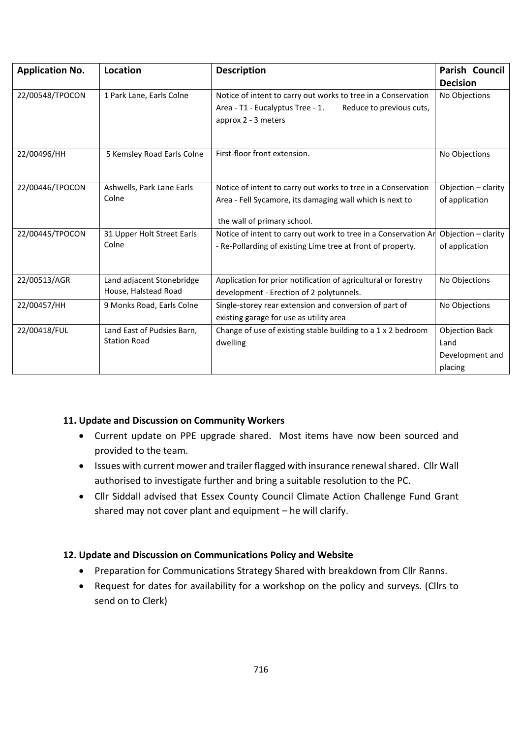| Application No. | Location | Description | Parish Council Decision |
| --- | --- | --- | --- |
| 22/00548/TPOCON | 1 Park Lane, Earls Colne | Notice of intent to carry out works to tree in a Conservation Area - T1 - Eucalyptus Tree - 1. Reduce to previous cuts, approx 2 - 3 meters | No Objections |
| 22/00496/HH | 5 Kemsley Road Earls Colne | First-floor front extension. | No Objections |
| 22/00446/TPOCON | Ashwells, Park Lane Earls Colne | Notice of intent to carry out works to tree in a Conservation Area - Fell Sycamore, its damaging wall which is next to the wall of primary school. | Objection – clarity of application |
| 22/00445/TPOCON | 31 Upper Holt Street Earls Colne | Notice of intent to carry out work to tree in a Conservation Ar - Re-Pollarding of existing Lime tree at front of property. | Objection – clarity of application |
| 22/00513/AGR | Land adjacent Stonebridge House, Halstead Road | Application for prior notification of agricultural or forestry development - Erection of 2 polytunnels. | No Objections |
| 22/00457/HH | 9 Monks Road, Earls Colne | Single-storey rear extension and conversion of part of existing garage for use as utility area | No Objections |
| 22/00418/FUL | Land East of Pudsies Barn, Station Road | Change of use of existing stable building to a 1 x 2 bedroom dwelling | Objection Back Land Development and placing |

**11. Update and Discussion on Community Workers**

- Current update on PPE upgrade shared. Most items have now been sourced and provided to the team.
- Issues with current mower and trailer flagged with insurance renewal shared. Cllr Wall authorised to investigate further and bring a suitable resolution to the PC.
- Cllr Siddall advised that Essex County Council Climate Action Challenge Fund Grant shared may not cover plant and equipment – he will clarify.

**12. Update and Discussion on Communications Policy and Website**

- Preparation for Communications Strategy Shared with breakdown from Cllr Ranns.
- Request for dates for availability for a workshop on the policy and surveys. (Cllrs to send on to Clerk)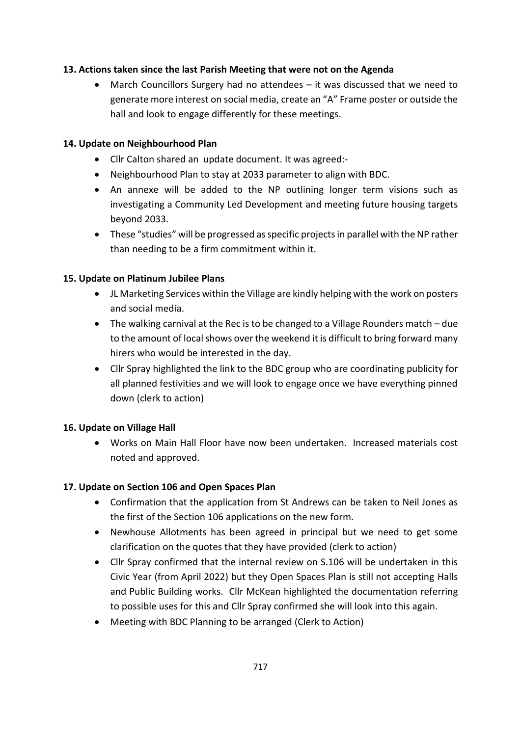**13. Actions taken since the last Parish Meeting that were not on the Agenda**

- March Councillors Surgery had no attendees – it was discussed that we need to generate more interest on social media, create an "A" Frame poster or outside the hall and look to engage differently for these meetings.

**14. Update on Neighbourhood Plan**

- Cllr Calton shared an update document. It was agreed:-
- Neighbourhood Plan to stay at 2033 parameter to align with BDC.
- An annexe will be added to the NP outlining longer term visions such as investigating a Community Led Development and meeting future housing targets beyond 2033.
- These "studies" will be progressed as specific projects in parallel with the NP rather than needing to be a firm commitment within it.

**15. Update on Platinum Jubilee Plans**

- JL Marketing Services within the Village are kindly helping with the work on posters and social media.
- The walking carnival at the Rec is to be changed to a Village Rounders match – due to the amount of local shows over the weekend it is difficult to bring forward many hirers who would be interested in the day.
- Cllr Spray highlighted the link to the BDC group who are coordinating publicity for all planned festivities and we will look to engage once we have everything pinned down (clerk to action)

**16. Update on Village Hall**

- Works on Main Hall Floor have now been undertaken. Increased materials cost noted and approved.

**17. Update on Section 106 and Open Spaces Plan**

- Confirmation that the application from St Andrews can be taken to Neil Jones as the first of the Section 106 applications on the new form.
- Newhouse Allotments has been agreed in principal but we need to get some clarification on the quotes that they have provided (clerk to action)
- Cllr Spray confirmed that the internal review on S.106 will be undertaken in this Civic Year (from April 2022) but they Open Spaces Plan is still not accepting Halls and Public Building works. Cllr McKean highlighted the documentation referring to possible uses for this and Cllr Spray confirmed she will look into this again.
- Meeting with BDC Planning to be arranged (Clerk to Action)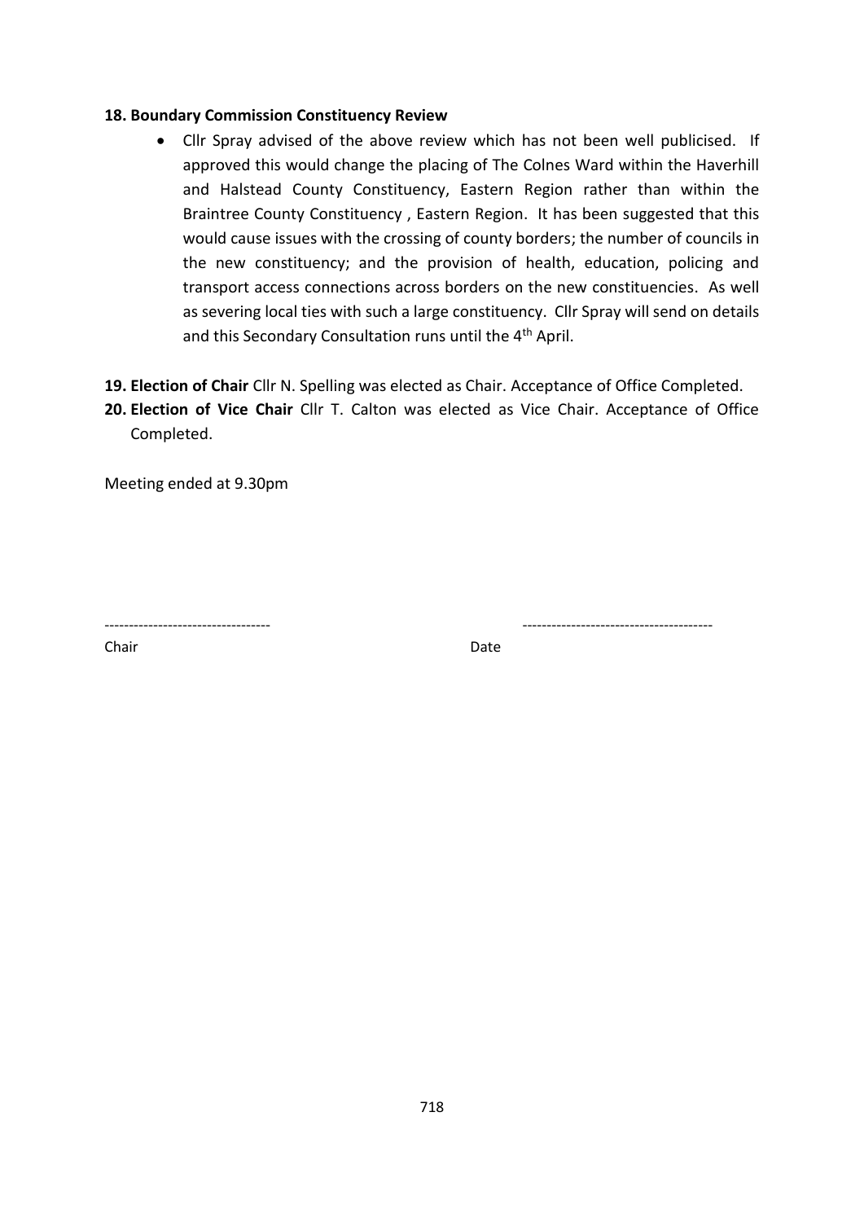**18. Boundary Commission Constituency Review**

- Cllr Spray advised of the above review which has not been well publicised. If approved this would change the placing of The Colnes Ward within the Haverhill and Halstead County Constituency, Eastern Region rather than within the Braintree County Constituency , Eastern Region. It has been suggested that this would cause issues with the crossing of county borders; the number of councils in the new constituency; and the provision of health, education, policing and transport access connections across borders on the new constituencies. As well as severing local ties with such a large constituency. Cllr Spray will send on details and this Secondary Consultation runs until the 4th April.

**19. Election of Chair** Cllr N. Spelling was elected as Chair. Acceptance of Office Completed.

**20. Election of Vice Chair** Cllr T. Calton was elected as Vice Chair. Acceptance of Office Completed.

Meeting ended at 9.30pm

---------------------------------- ---------------------------------------

Chair Date